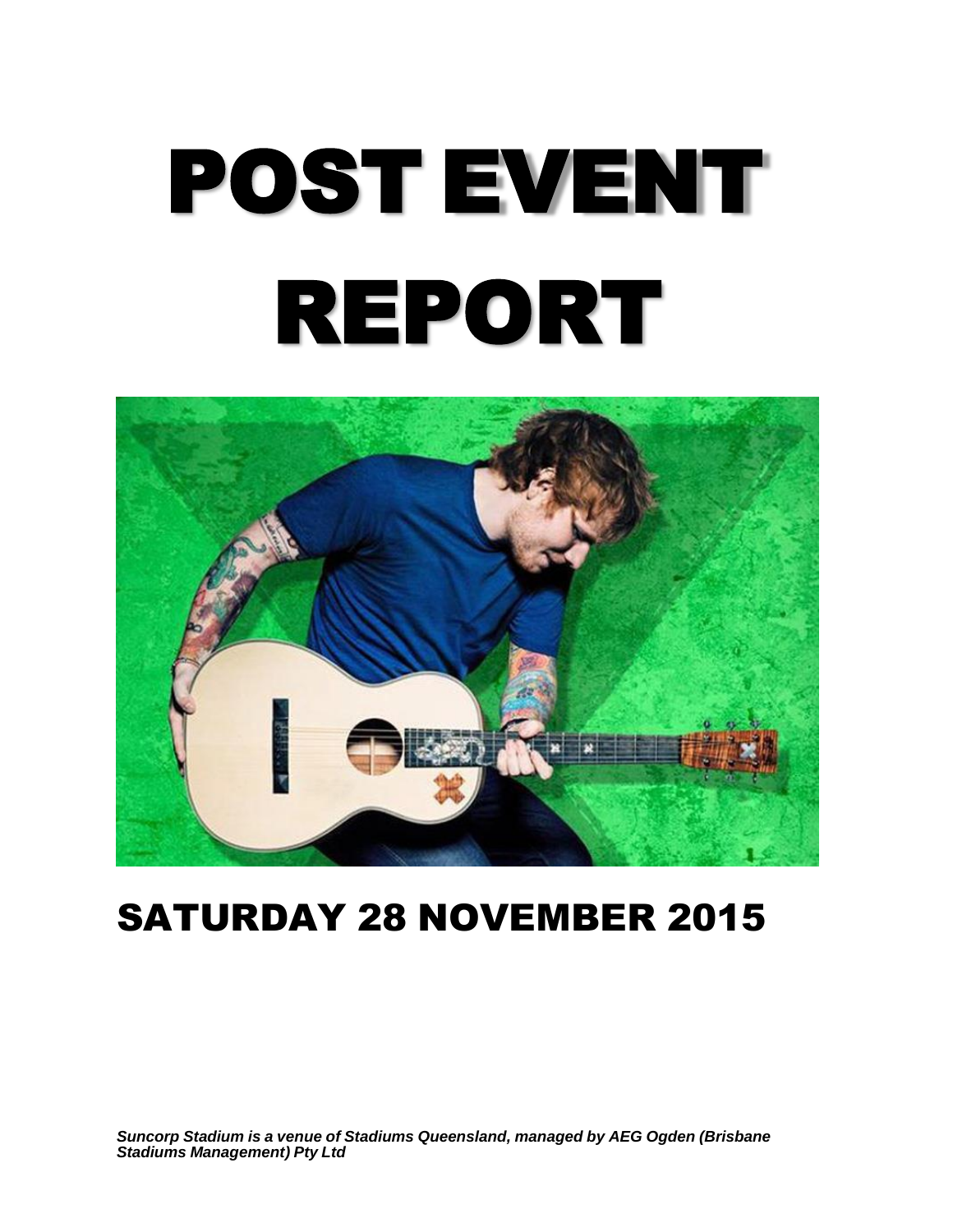# POST EVENT REPORT

## SATURDAY 28 NOVEMBER 2015

***Suncorp Stadium is a venue of Stadiums Queensland, managed by AEG Ogden (Brisbane Stadiums Management) Pty Ltd***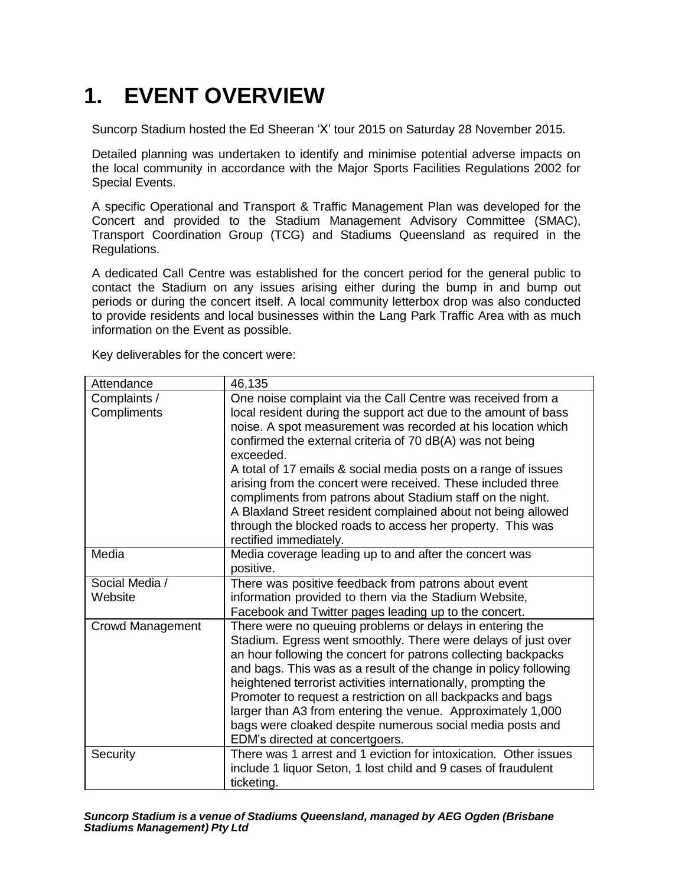# 1. EVENT OVERVIEW

Suncorp Stadium hosted the Ed Sheeran 'X' tour 2015 on Saturday 28 November 2015.

Detailed planning was undertaken to identify and minimise potential adverse impacts on the local community in accordance with the Major Sports Facilities Regulations 2002 for Special Events.

A specific Operational and Transport & Traffic Management Plan was developed for the Concert and provided to the Stadium Management Advisory Committee (SMAC), Transport Coordination Group (TCG) and Stadiums Queensland as required in the Regulations.

A dedicated Call Centre was established for the concert period for the general public to contact the Stadium on any issues arising either during the bump in and bump out periods or during the concert itself. A local community letterbox drop was also conducted to provide residents and local businesses within the Lang Park Traffic Area with as much information on the Event as possible.

Key deliverables for the concert were:

| Attendance | 46,135 |
|---|---|
| Complaints / Compliments | One noise complaint via the Call Centre was received from a local resident during the support act due to the amount of bass noise. A spot measurement was recorded at his location which confirmed the external criteria of 70 dB(A) was not being exceeded.<br>A total of 17 emails & social media posts on a range of issues arising from the concert were received. These included three compliments from patrons about Stadium staff on the night.<br>A Blaxland Street resident complained about not being allowed through the blocked roads to access her property. This was rectified immediately. |
| Media | Media coverage leading up to and after the concert was positive. |
| Social Media / Website | There was positive feedback from patrons about event information provided to them via the Stadium Website, Facebook and Twitter pages leading up to the concert. |
| Crowd Management | There were no queuing problems or delays in entering the Stadium. Egress went smoothly. There were delays of just over an hour following the concert for patrons collecting backpacks and bags. This was as a result of the change in policy following heightened terrorist activities internationally, prompting the Promoter to request a restriction on all backpacks and bags larger than A3 from entering the venue. Approximately 1,000 bags were cloaked despite numerous social media posts and EDM's directed at concertgoers. |
| Security | There was 1 arrest and 1 eviction for intoxication. Other issues include 1 liquor Seton, 1 lost child and 9 cases of fraudulent ticketing. |

***Suncorp Stadium is a venue of Stadiums Queensland, managed by AEG Ogden (Brisbane Stadiums Management) Pty Ltd***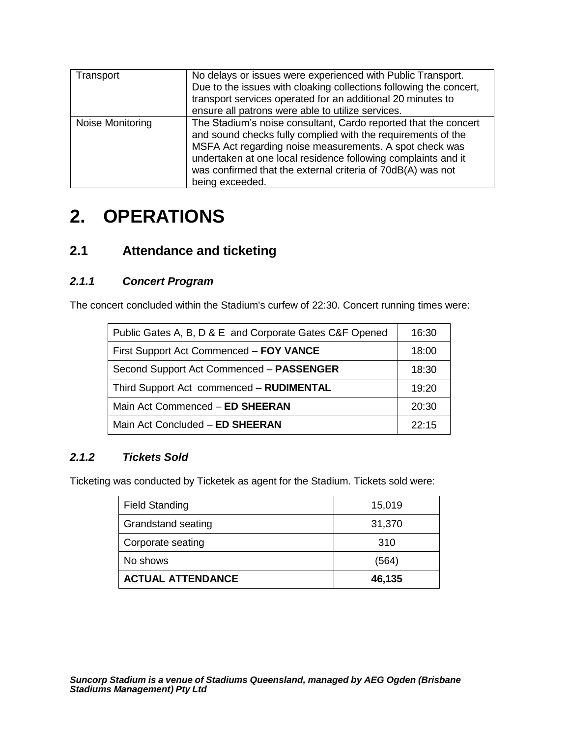| Transport | No delays or issues were experienced with Public Transport. Due to the issues with cloaking collections following the concert, transport services operated for an additional 20 minutes to ensure all patrons were able to utilize services. |
|---|---|
| Noise Monitoring | The Stadium's noise consultant, Cardo reported that the concert and sound checks fully complied with the requirements of the MSFA Act regarding noise measurements. A spot check was undertaken at one local residence following complaints and it was confirmed that the external criteria of 70dB(A) was not being exceeded. |

# 2. OPERATIONS

## 2.1 Attendance and ticketing

### *2.1.1 Concert Program*

The concert concluded within the Stadium's curfew of 22:30. Concert running times were:

| Public Gates A, B, D & E and Corporate Gates C&F Opened | 16:30 |
|---|---|
| First Support Act Commenced – **FOY VANCE** | 18:00 |
| Second Support Act Commenced – **PASSENGER** | 18:30 |
| Third Support Act commenced – **RUDIMENTAL** | 19:20 |
| Main Act Commenced – **ED SHEERAN** | 20:30 |
| Main Act Concluded – **ED SHEERAN** | 22:15 |

### *2.1.2 Tickets Sold*

Ticketing was conducted by Ticketek as agent for the Stadium. Tickets sold were:

| Field Standing | 15,019 |
|---|---|
| Grandstand seating | 31,370 |
| Corporate seating | 310 |
| No shows | (564) |
| **ACTUAL ATTENDANCE** | **46,135** |

***Suncorp Stadium is a venue of Stadiums Queensland, managed by AEG Ogden (Brisbane Stadiums Management) Pty Ltd***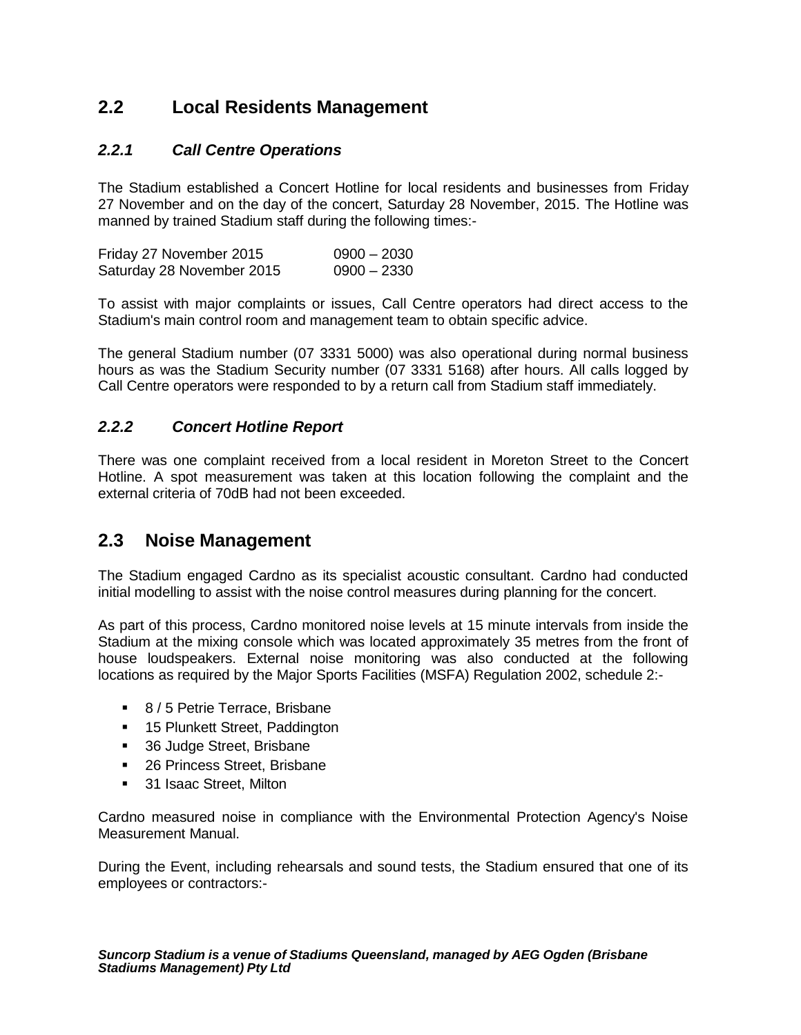## 2.2 Local Residents Management

### *2.2.1 Call Centre Operations*

The Stadium established a Concert Hotline for local residents and businesses from Friday 27 November and on the day of the concert, Saturday 28 November, 2015. The Hotline was manned by trained Stadium staff during the following times:-

| | |
|---|---|
| Friday 27 November 2015 | 0900 – 2030 |
| Saturday 28 November 2015 | 0900 – 2330 |

To assist with major complaints or issues, Call Centre operators had direct access to the Stadium's main control room and management team to obtain specific advice.

The general Stadium number (07 3331 5000) was also operational during normal business hours as was the Stadium Security number (07 3331 5168) after hours. All calls logged by Call Centre operators were responded to by a return call from Stadium staff immediately.

### *2.2.2 Concert Hotline Report*

There was one complaint received from a local resident in Moreton Street to the Concert Hotline. A spot measurement was taken at this location following the complaint and the external criteria of 70dB had not been exceeded.

## 2.3 Noise Management

The Stadium engaged Cardno as its specialist acoustic consultant. Cardno had conducted initial modelling to assist with the noise control measures during planning for the concert.

As part of this process, Cardno monitored noise levels at 15 minute intervals from inside the Stadium at the mixing console which was located approximately 35 metres from the front of house loudspeakers. External noise monitoring was also conducted at the following locations as required by the Major Sports Facilities (MSFA) Regulation 2002, schedule 2:-

- 8 / 5 Petrie Terrace, Brisbane
- 15 Plunkett Street, Paddington
- 36 Judge Street, Brisbane
- 26 Princess Street, Brisbane
- 31 Isaac Street, Milton

Cardno measured noise in compliance with the Environmental Protection Agency's Noise Measurement Manual.

During the Event, including rehearsals and sound tests, the Stadium ensured that one of its employees or contractors:-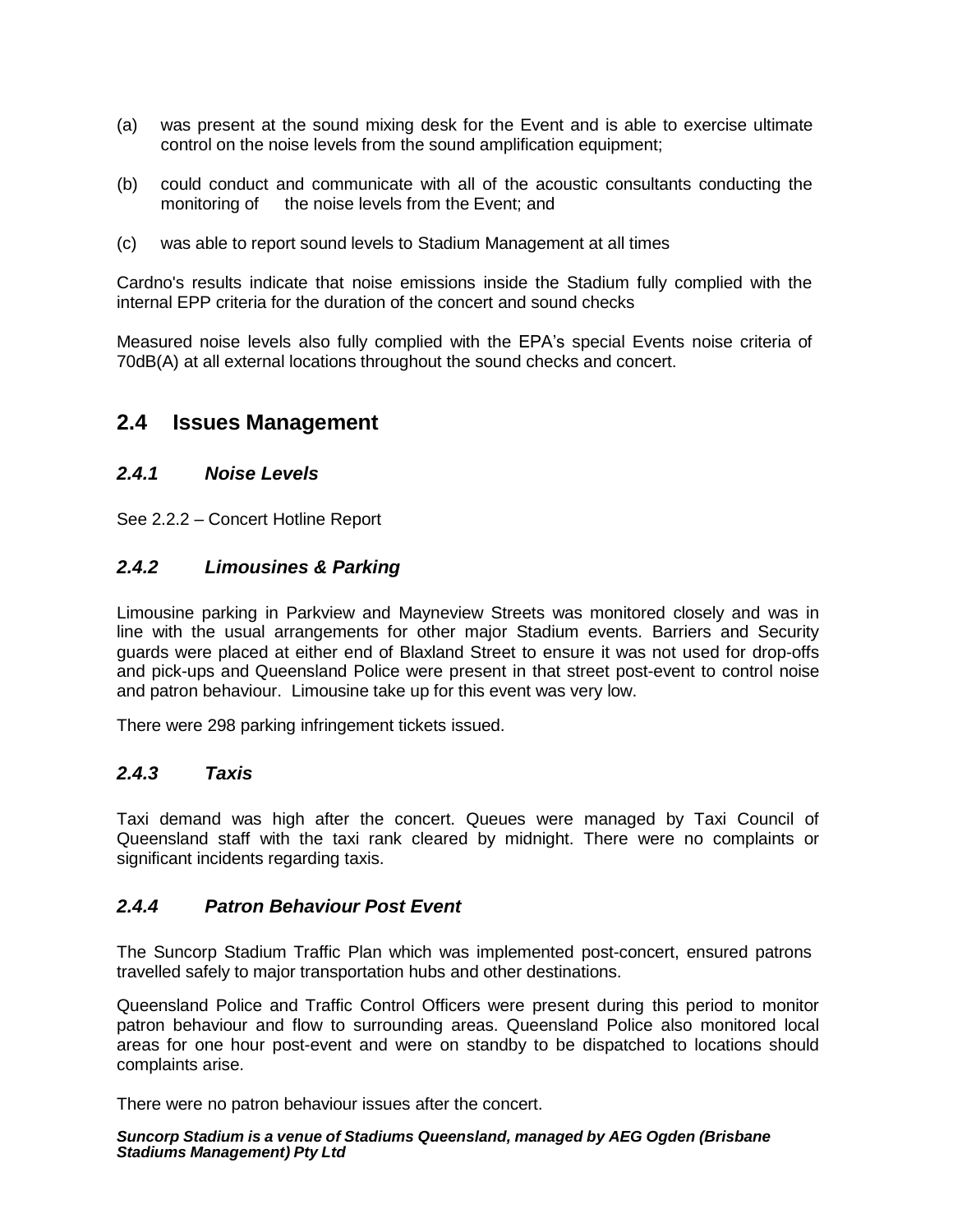(a) was present at the sound mixing desk for the Event and is able to exercise ultimate control on the noise levels from the sound amplification equipment;

(b) could conduct and communicate with all of the acoustic consultants conducting the monitoring of the noise levels from the Event; and

(c) was able to report sound levels to Stadium Management at all times

Cardno's results indicate that noise emissions inside the Stadium fully complied with the internal EPP criteria for the duration of the concert and sound checks

Measured noise levels also fully complied with the EPA's special Events noise criteria of 70dB(A) at all external locations throughout the sound checks and concert.

## 2.4 Issues Management

### *2.4.1 Noise Levels*

See 2.2.2 – Concert Hotline Report

### *2.4.2 Limousines & Parking*

Limousine parking in Parkview and Mayneview Streets was monitored closely and was in line with the usual arrangements for other major Stadium events. Barriers and Security guards were placed at either end of Blaxland Street to ensure it was not used for drop-offs and pick-ups and Queensland Police were present in that street post-event to control noise and patron behaviour. Limousine take up for this event was very low.

There were 298 parking infringement tickets issued.

### *2.4.3 Taxis*

Taxi demand was high after the concert. Queues were managed by Taxi Council of Queensland staff with the taxi rank cleared by midnight. There were no complaints or significant incidents regarding taxis.

### *2.4.4 Patron Behaviour Post Event*

The Suncorp Stadium Traffic Plan which was implemented post-concert, ensured patrons travelled safely to major transportation hubs and other destinations.

Queensland Police and Traffic Control Officers were present during this period to monitor patron behaviour and flow to surrounding areas. Queensland Police also monitored local areas for one hour post-event and were on standby to be dispatched to locations should complaints arise.

There were no patron behaviour issues after the concert.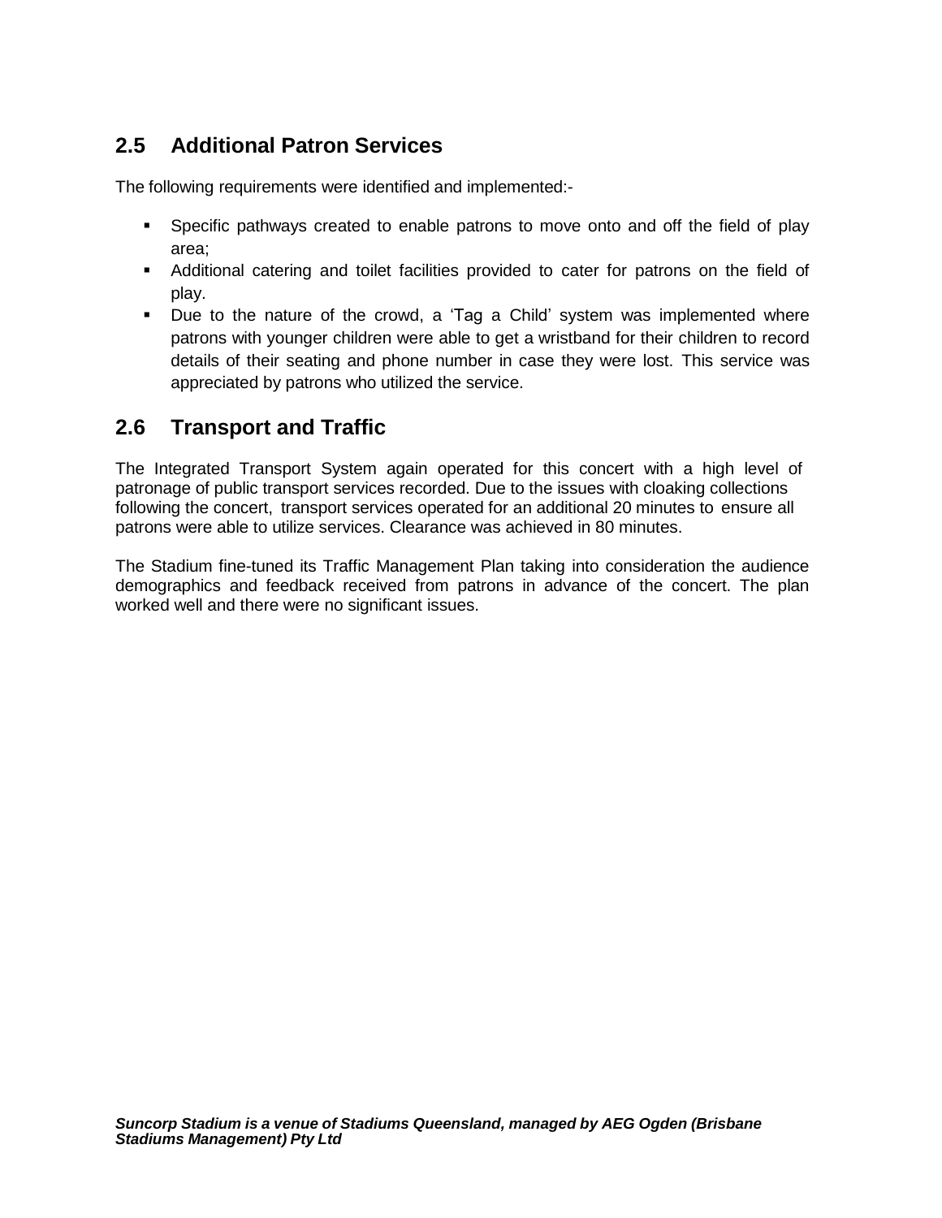## 2.5 Additional Patron Services

The following requirements were identified and implemented:-

- Specific pathways created to enable patrons to move onto and off the field of play area;
- Additional catering and toilet facilities provided to cater for patrons on the field of play.
- Due to the nature of the crowd, a 'Tag a Child' system was implemented where patrons with younger children were able to get a wristband for their children to record details of their seating and phone number in case they were lost. This service was appreciated by patrons who utilized the service.

## 2.6 Transport and Traffic

The Integrated Transport System again operated for this concert with a high level of patronage of public transport services recorded. Due to the issues with cloaking collections following the concert, transport services operated for an additional 20 minutes to ensure all patrons were able to utilize services. Clearance was achieved in 80 minutes.

The Stadium fine-tuned its Traffic Management Plan taking into consideration the audience demographics and feedback received from patrons in advance of the concert. The plan worked well and there were no significant issues.